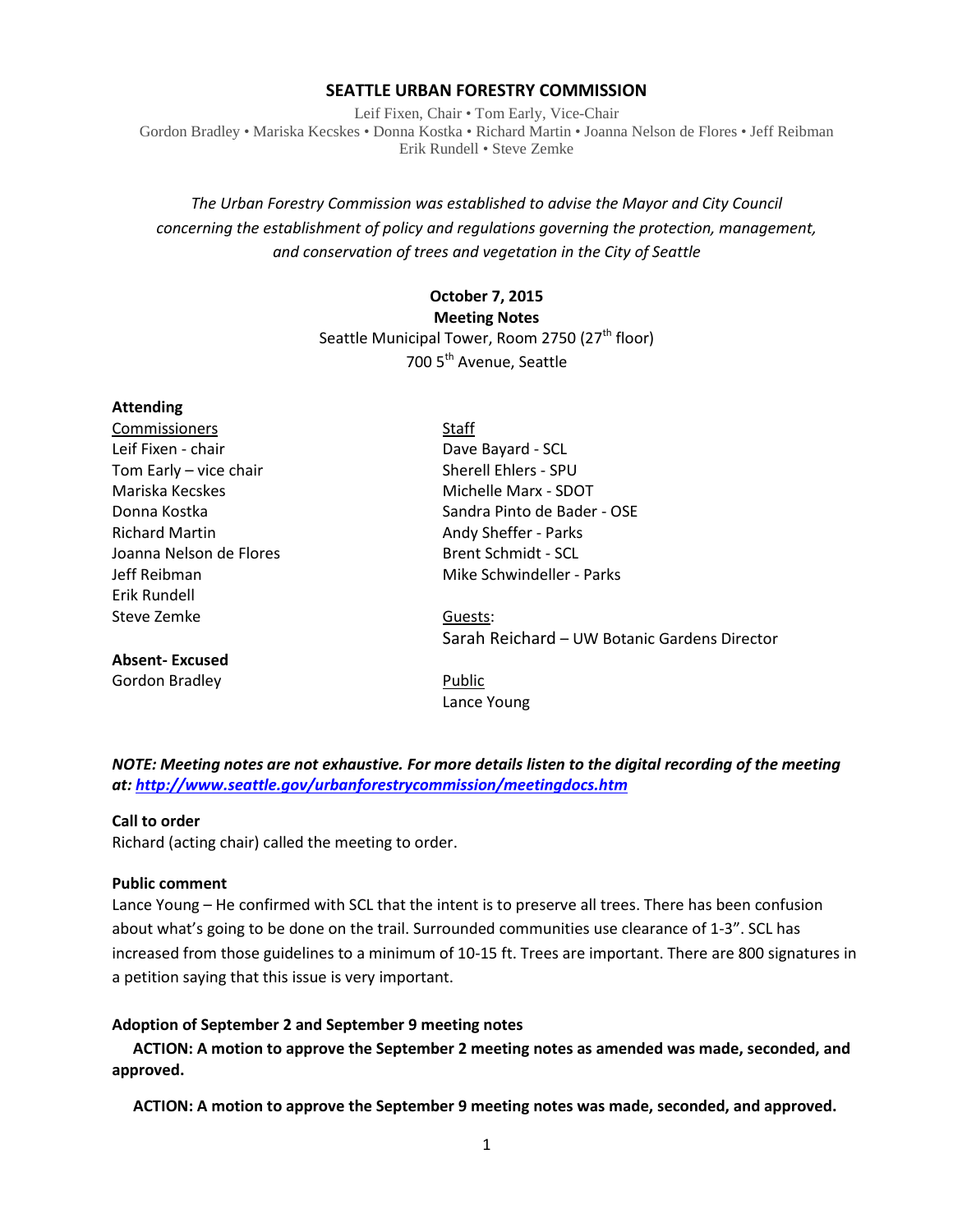# SEATTLE URBAN FORESTRY COMMISSION

Leif Fixen, Chair • Tom Early, Vice-Chair
Gordon Bradley • Mariska Kecskes • Donna Kostka • Richard Martin • Joanna Nelson de Flores • Jeff Reibman
Erik Rundell • Steve Zemke

*The Urban Forestry Commission was established to advise the Mayor and City Council concerning the establishment of policy and regulations governing the protection, management, and conservation of trees and vegetation in the City of Seattle*

**October 7, 2015**
**Meeting Notes**
Seattle Municipal Tower, Room 2750 (27th floor)
700 5th Avenue, Seattle

**Attending**

Commissioners
Leif Fixen - chair
Tom Early – vice chair
Mariska Kecskes
Donna Kostka
Richard Martin
Joanna Nelson de Flores
Jeff Reibman
Erik Rundell
Steve Zemke

**Absent- Excused**
Gordon Bradley

Staff
Dave Bayard - SCL
Sherell Ehlers - SPU
Michelle Marx - SDOT
Sandra Pinto de Bader - OSE
Andy Sheffer - Parks
Brent Schmidt - SCL
Mike Schwindeller - Parks

Guests:
Sarah Reichard – UW Botanic Gardens Director

Public
Lance Young

***NOTE: Meeting notes are not exhaustive. For more details listen to the digital recording of the meeting at: http://www.seattle.gov/urbanforestrycommission/meetingdocs.htm***

**Call to order**
Richard (acting chair) called the meeting to order.

**Public comment**
Lance Young – He confirmed with SCL that the intent is to preserve all trees. There has been confusion about what's going to be done on the trail. Surrounded communities use clearance of 1-3". SCL has increased from those guidelines to a minimum of 10-15 ft. Trees are important. There are 800 signatures in a petition saying that this issue is very important.

**Adoption of September 2 and September 9 meeting notes**

**ACTION: A motion to approve the September 2 meeting notes as amended was made, seconded, and approved.**

**ACTION: A motion to approve the September 9 meeting notes was made, seconded, and approved.**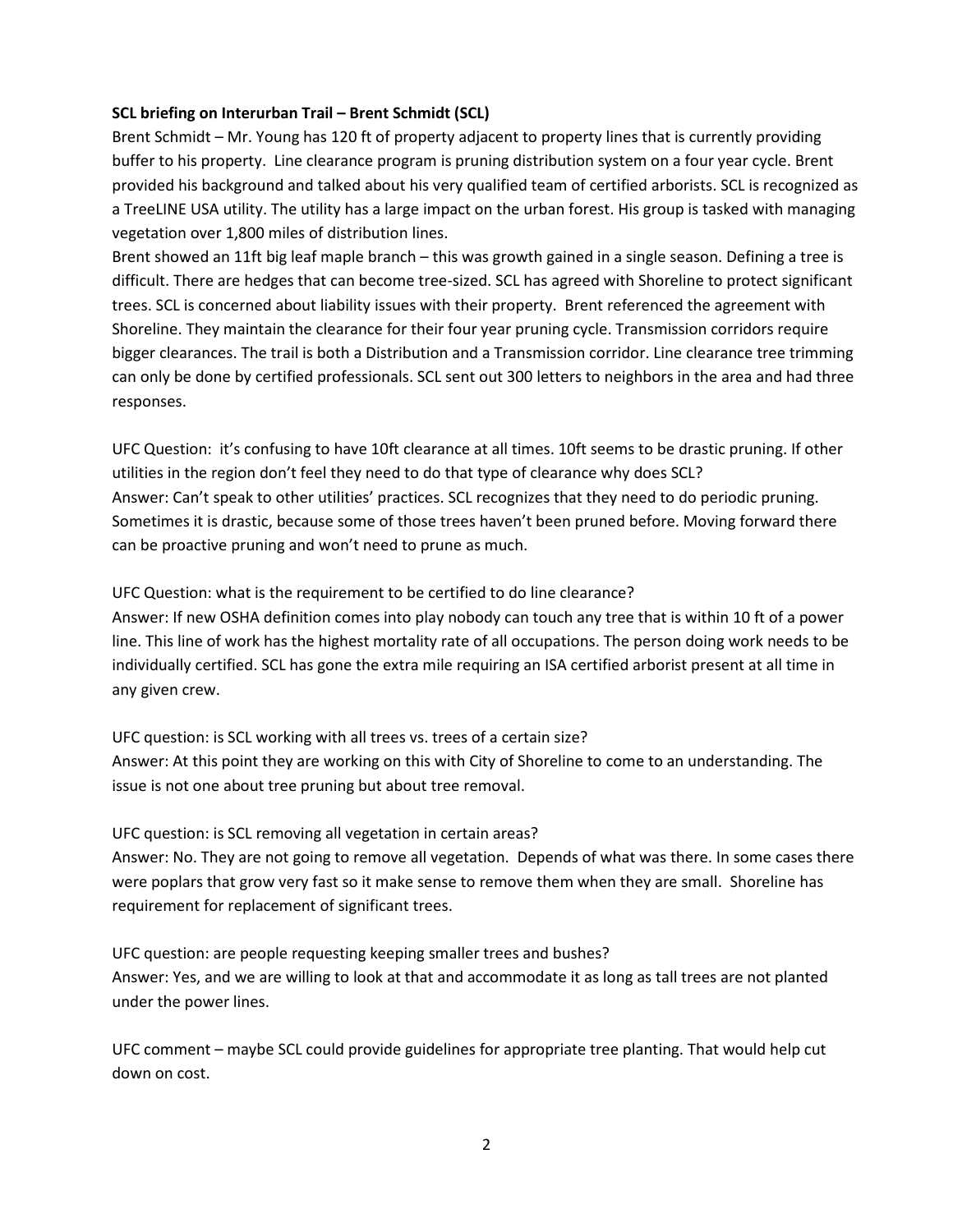**SCL briefing on Interurban Trail – Brent Schmidt (SCL)**

Brent Schmidt – Mr. Young has 120 ft of property adjacent to property lines that is currently providing buffer to his property. Line clearance program is pruning distribution system on a four year cycle. Brent provided his background and talked about his very qualified team of certified arborists. SCL is recognized as a TreeLINE USA utility. The utility has a large impact on the urban forest. His group is tasked with managing vegetation over 1,800 miles of distribution lines.

Brent showed an 11ft big leaf maple branch – this was growth gained in a single season. Defining a tree is difficult. There are hedges that can become tree-sized. SCL has agreed with Shoreline to protect significant trees. SCL is concerned about liability issues with their property. Brent referenced the agreement with Shoreline. They maintain the clearance for their four year pruning cycle. Transmission corridors require bigger clearances. The trail is both a Distribution and a Transmission corridor. Line clearance tree trimming can only be done by certified professionals. SCL sent out 300 letters to neighbors in the area and had three responses.

UFC Question: it's confusing to have 10ft clearance at all times. 10ft seems to be drastic pruning. If other utilities in the region don't feel they need to do that type of clearance why does SCL?
Answer: Can't speak to other utilities' practices. SCL recognizes that they need to do periodic pruning. Sometimes it is drastic, because some of those trees haven't been pruned before. Moving forward there can be proactive pruning and won't need to prune as much.

UFC Question: what is the requirement to be certified to do line clearance?
Answer: If new OSHA definition comes into play nobody can touch any tree that is within 10 ft of a power line. This line of work has the highest mortality rate of all occupations. The person doing work needs to be individually certified. SCL has gone the extra mile requiring an ISA certified arborist present at all time in any given crew.

UFC question: is SCL working with all trees vs. trees of a certain size?
Answer: At this point they are working on this with City of Shoreline to come to an understanding. The issue is not one about tree pruning but about tree removal.

UFC question: is SCL removing all vegetation in certain areas?
Answer: No. They are not going to remove all vegetation. Depends of what was there. In some cases there were poplars that grow very fast so it make sense to remove them when they are small. Shoreline has requirement for replacement of significant trees.

UFC question: are people requesting keeping smaller trees and bushes?
Answer: Yes, and we are willing to look at that and accommodate it as long as tall trees are not planted under the power lines.

UFC comment – maybe SCL could provide guidelines for appropriate tree planting. That would help cut down on cost.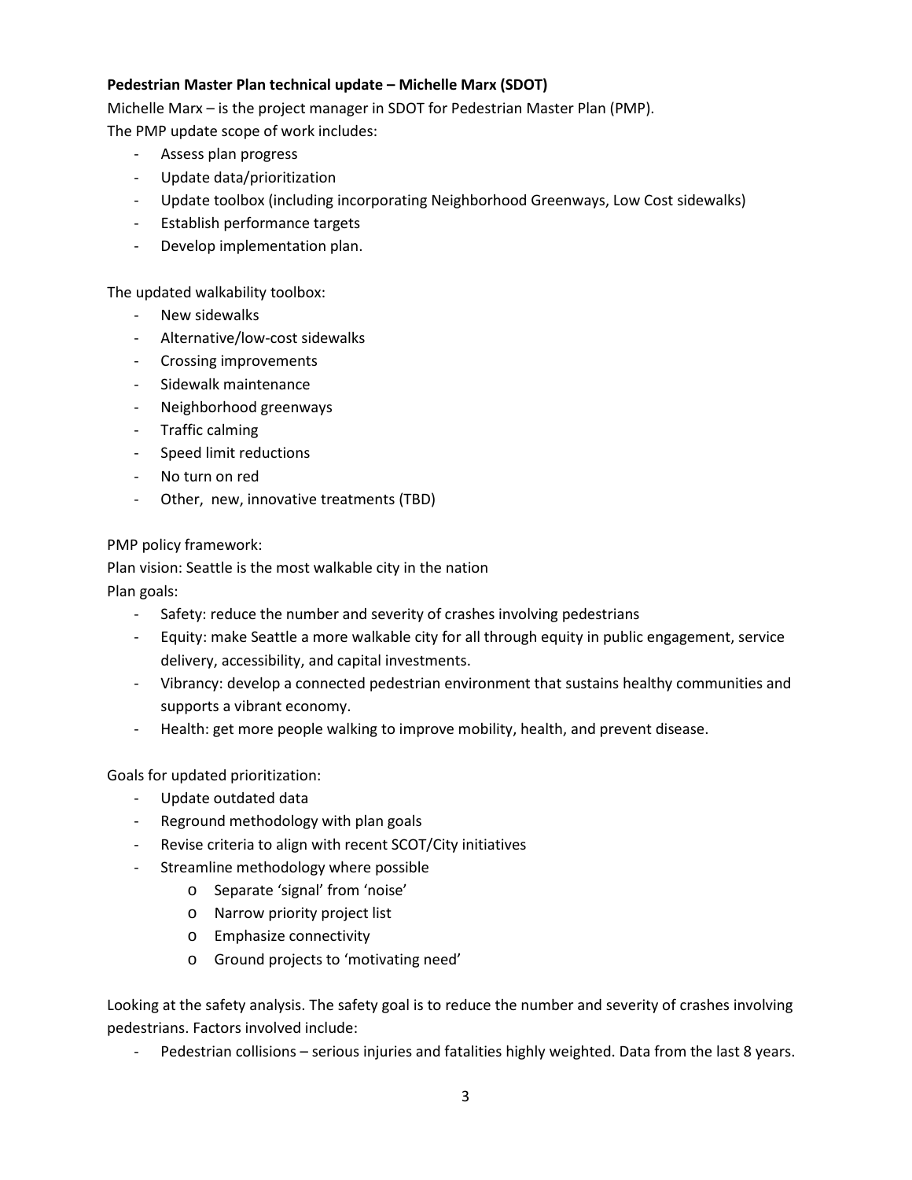**Pedestrian Master Plan technical update – Michelle Marx (SDOT)**

Michelle Marx – is the project manager in SDOT for Pedestrian Master Plan (PMP).

The PMP update scope of work includes:

- Assess plan progress
- Update data/prioritization
- Update toolbox (including incorporating Neighborhood Greenways, Low Cost sidewalks)
- Establish performance targets
- Develop implementation plan.

The updated walkability toolbox:

- New sidewalks
- Alternative/low-cost sidewalks
- Crossing improvements
- Sidewalk maintenance
- Neighborhood greenways
- Traffic calming
- Speed limit reductions
- No turn on red
- Other, new, innovative treatments (TBD)

PMP policy framework:

Plan vision: Seattle is the most walkable city in the nation

Plan goals:

- Safety: reduce the number and severity of crashes involving pedestrians
- Equity: make Seattle a more walkable city for all through equity in public engagement, service delivery, accessibility, and capital investments.
- Vibrancy: develop a connected pedestrian environment that sustains healthy communities and supports a vibrant economy.
- Health: get more people walking to improve mobility, health, and prevent disease.

Goals for updated prioritization:

- Update outdated data
- Reground methodology with plan goals
- Revise criteria to align with recent SCOT/City initiatives
- Streamline methodology where possible
  - Separate 'signal' from 'noise'
  - Narrow priority project list
  - Emphasize connectivity
  - Ground projects to 'motivating need'

Looking at the safety analysis. The safety goal is to reduce the number and severity of crashes involving pedestrians. Factors involved include:

- Pedestrian collisions – serious injuries and fatalities highly weighted. Data from the last 8 years.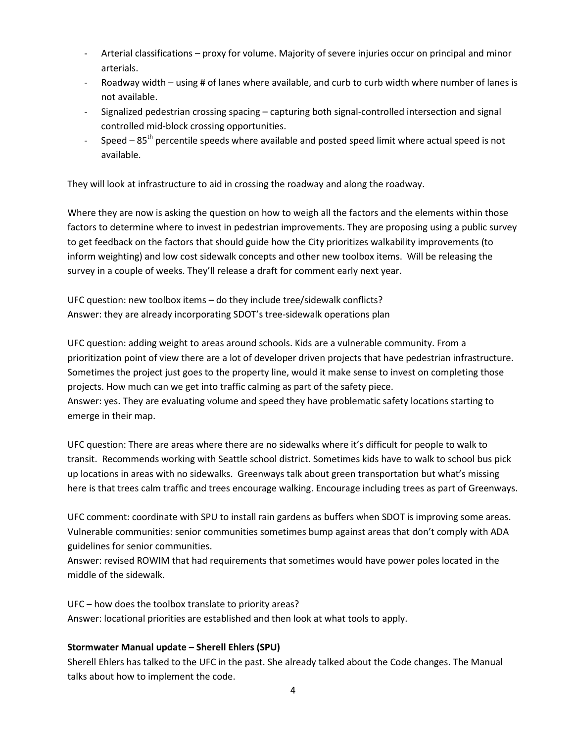- Arterial classifications – proxy for volume. Majority of severe injuries occur on principal and minor arterials.
- Roadway width – using # of lanes where available, and curb to curb width where number of lanes is not available.
- Signalized pedestrian crossing spacing – capturing both signal-controlled intersection and signal controlled mid-block crossing opportunities.
- Speed – 85$^{th}$ percentile speeds where available and posted speed limit where actual speed is not available.

They will look at infrastructure to aid in crossing the roadway and along the roadway.

Where they are now is asking the question on how to weigh all the factors and the elements within those factors to determine where to invest in pedestrian improvements. They are proposing using a public survey to get feedback on the factors that should guide how the City prioritizes walkability improvements (to inform weighting) and low cost sidewalk concepts and other new toolbox items. Will be releasing the survey in a couple of weeks. They'll release a draft for comment early next year.

UFC question: new toolbox items – do they include tree/sidewalk conflicts?
Answer: they are already incorporating SDOT's tree-sidewalk operations plan

UFC question: adding weight to areas around schools. Kids are a vulnerable community. From a prioritization point of view there are a lot of developer driven projects that have pedestrian infrastructure. Sometimes the project just goes to the property line, would it make sense to invest on completing those projects. How much can we get into traffic calming as part of the safety piece.
Answer: yes. They are evaluating volume and speed they have problematic safety locations starting to emerge in their map.

UFC question: There are areas where there are no sidewalks where it's difficult for people to walk to transit. Recommends working with Seattle school district. Sometimes kids have to walk to school bus pick up locations in areas with no sidewalks. Greenways talk about green transportation but what's missing here is that trees calm traffic and trees encourage walking. Encourage including trees as part of Greenways.

UFC comment: coordinate with SPU to install rain gardens as buffers when SDOT is improving some areas. Vulnerable communities: senior communities sometimes bump against areas that don't comply with ADA guidelines for senior communities.
Answer: revised ROWIM that had requirements that sometimes would have power poles located in the middle of the sidewalk.

UFC – how does the toolbox translate to priority areas?
Answer: locational priorities are established and then look at what tools to apply.

**Stormwater Manual update – Sherell Ehlers (SPU)**

Sherell Ehlers has talked to the UFC in the past. She already talked about the Code changes. The Manual talks about how to implement the code.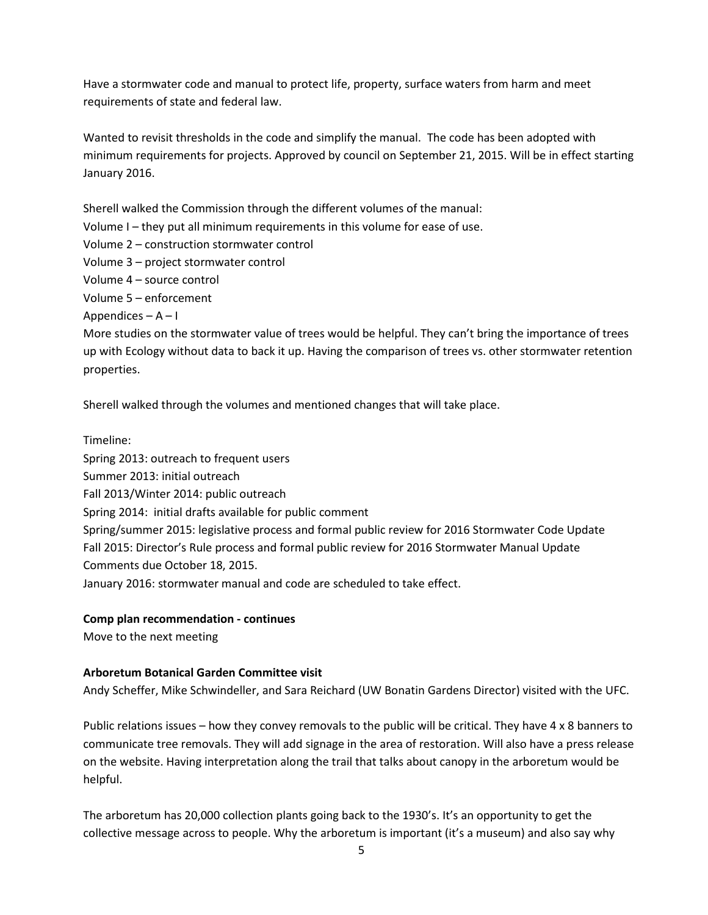Have a stormwater code and manual to protect life, property, surface waters from harm and meet requirements of state and federal law.

Wanted to revisit thresholds in the code and simplify the manual. The code has been adopted with minimum requirements for projects. Approved by council on September 21, 2015. Will be in effect starting January 2016.

Sherell walked the Commission through the different volumes of the manual:
Volume I – they put all minimum requirements in this volume for ease of use.
Volume 2 – construction stormwater control
Volume 3 – project stormwater control
Volume 4 – source control
Volume 5 – enforcement
Appendices – A – I
More studies on the stormwater value of trees would be helpful. They can't bring the importance of trees up with Ecology without data to back it up. Having the comparison of trees vs. other stormwater retention properties.

Sherell walked through the volumes and mentioned changes that will take place.

Timeline:
Spring 2013: outreach to frequent users
Summer 2013: initial outreach
Fall 2013/Winter 2014: public outreach
Spring 2014: initial drafts available for public comment
Spring/summer 2015: legislative process and formal public review for 2016 Stormwater Code Update
Fall 2015: Director's Rule process and formal public review for 2016 Stormwater Manual Update
Comments due October 18, 2015.
January 2016: stormwater manual and code are scheduled to take effect.

**Comp plan recommendation - continues**
Move to the next meeting

**Arboretum Botanical Garden Committee visit**
Andy Scheffer, Mike Schwindeller, and Sara Reichard (UW Bonatin Gardens Director) visited with the UFC.

Public relations issues – how they convey removals to the public will be critical. They have 4 x 8 banners to communicate tree removals. They will add signage in the area of restoration. Will also have a press release on the website. Having interpretation along the trail that talks about canopy in the arboretum would be helpful.

The arboretum has 20,000 collection plants going back to the 1930's. It's an opportunity to get the collective message across to people. Why the arboretum is important (it's a museum) and also say why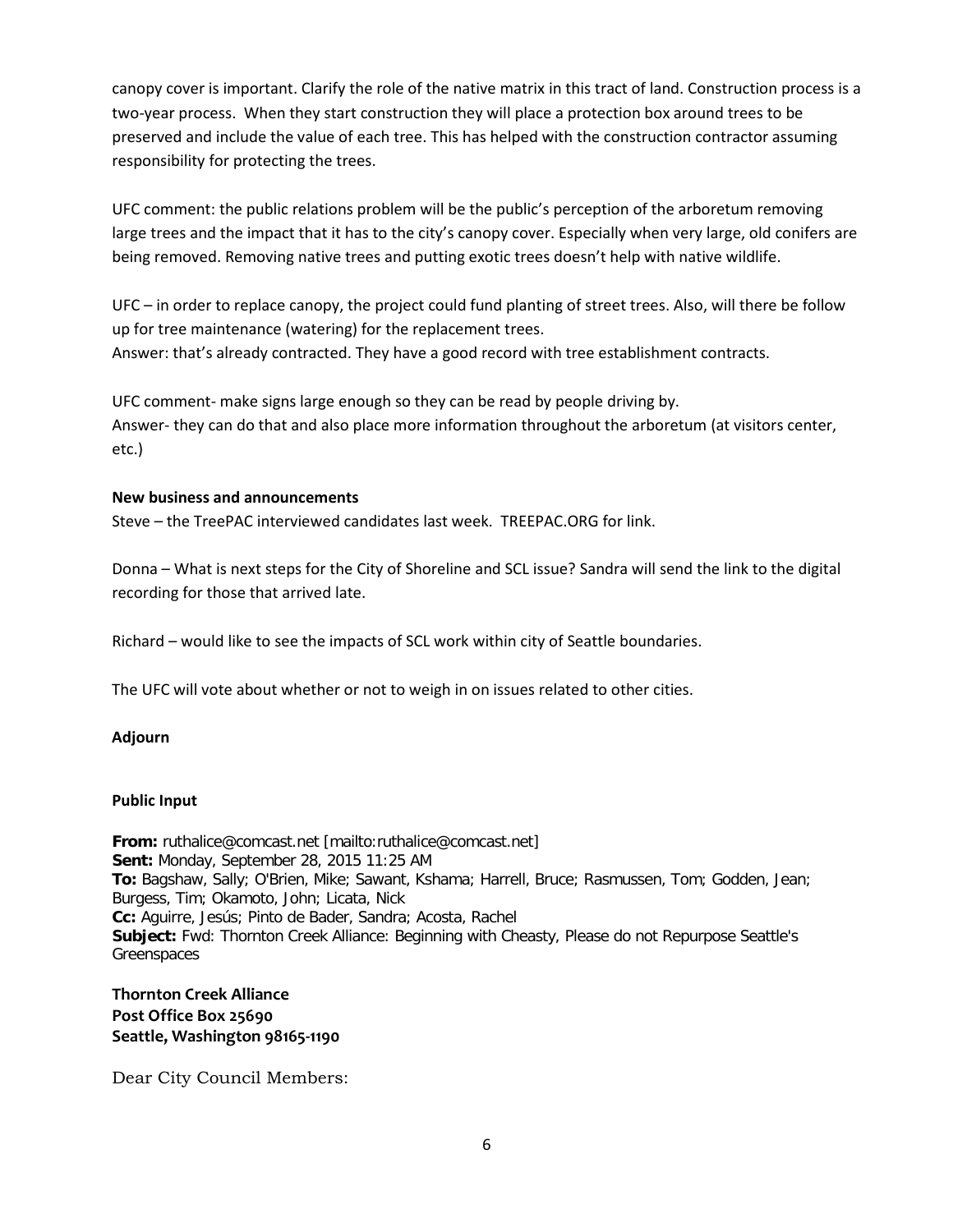canopy cover is important. Clarify the role of the native matrix in this tract of land. Construction process is a two-year process. When they start construction they will place a protection box around trees to be preserved and include the value of each tree. This has helped with the construction contractor assuming responsibility for protecting the trees.

UFC comment: the public relations problem will be the public's perception of the arboretum removing large trees and the impact that it has to the city's canopy cover. Especially when very large, old conifers are being removed. Removing native trees and putting exotic trees doesn't help with native wildlife.

UFC – in order to replace canopy, the project could fund planting of street trees. Also, will there be follow up for tree maintenance (watering) for the replacement trees.
Answer: that's already contracted. They have a good record with tree establishment contracts.

UFC comment- make signs large enough so they can be read by people driving by.
Answer- they can do that and also place more information throughout the arboretum (at visitors center, etc.)

**New business and announcements**

Steve – the TreePAC interviewed candidates last week. TREEPAC.ORG for link.

Donna – What is next steps for the City of Shoreline and SCL issue? Sandra will send the link to the digital recording for those that arrived late.

Richard – would like to see the impacts of SCL work within city of Seattle boundaries.

The UFC will vote about whether or not to weigh in on issues related to other cities.

**Adjourn**

**Public Input**

**From:** ruthalice@comcast.net [mailto:ruthalice@comcast.net]
**Sent:** Monday, September 28, 2015 11:25 AM
**To:** Bagshaw, Sally; O'Brien, Mike; Sawant, Kshama; Harrell, Bruce; Rasmussen, Tom; Godden, Jean; Burgess, Tim; Okamoto, John; Licata, Nick
**Cc:** Aguirre, Jesús; Pinto de Bader, Sandra; Acosta, Rachel
**Subject:** Fwd: Thornton Creek Alliance: Beginning with Cheasty, Please do not Repurpose Seattle's Greenspaces

**Thornton Creek Alliance**
**Post Office Box 25690**
**Seattle, Washington 98165-1190**

Dear City Council Members: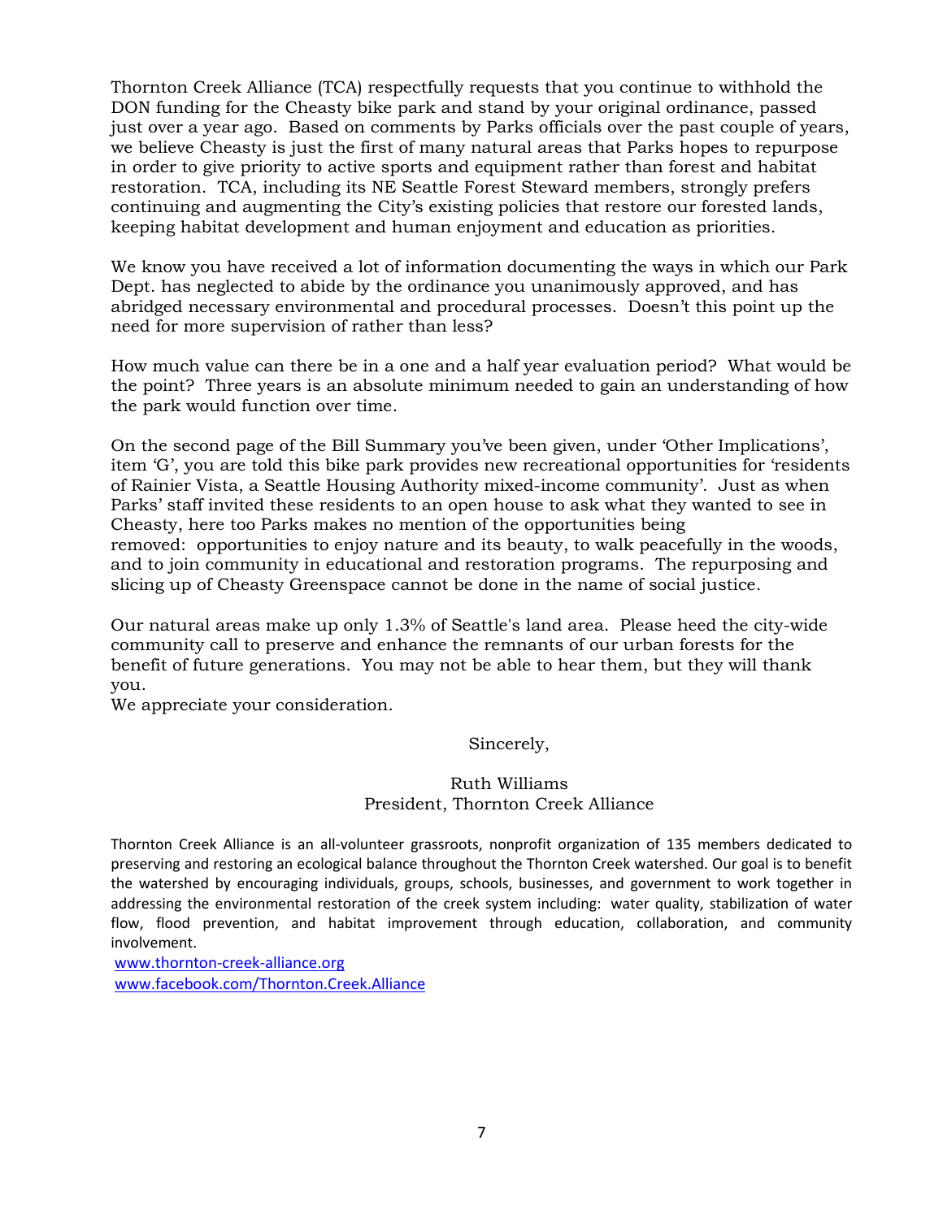Thornton Creek Alliance (TCA) respectfully requests that you continue to withhold the DON funding for the Cheasty bike park and stand by your original ordinance, passed just over a year ago. Based on comments by Parks officials over the past couple of years, we believe Cheasty is just the first of many natural areas that Parks hopes to repurpose in order to give priority to active sports and equipment rather than forest and habitat restoration. TCA, including its NE Seattle Forest Steward members, strongly prefers continuing and augmenting the City's existing policies that restore our forested lands, keeping habitat development and human enjoyment and education as priorities.

We know you have received a lot of information documenting the ways in which our Park Dept. has neglected to abide by the ordinance you unanimously approved, and has abridged necessary environmental and procedural processes. Doesn't this point up the need for more supervision of rather than less?

How much value can there be in a one and a half year evaluation period? What would be the point? Three years is an absolute minimum needed to gain an understanding of how the park would function over time.

On the second page of the Bill Summary you've been given, under 'Other Implications', item 'G', you are told this bike park provides new recreational opportunities for 'residents of Rainier Vista, a Seattle Housing Authority mixed-income community'. Just as when Parks' staff invited these residents to an open house to ask what they wanted to see in Cheasty, here too Parks makes no mention of the opportunities being removed: opportunities to enjoy nature and its beauty, to walk peacefully in the woods, and to join community in educational and restoration programs. The repurposing and slicing up of Cheasty Greenspace cannot be done in the name of social justice.

Our natural areas make up only 1.3% of Seattle's land area. Please heed the city-wide community call to preserve and enhance the remnants of our urban forests for the benefit of future generations. You may not be able to hear them, but they will thank you.
We appreciate your consideration.

Sincerely,

Ruth Williams
President, Thornton Creek Alliance

Thornton Creek Alliance is an all-volunteer grassroots, nonprofit organization of 135 members dedicated to preserving and restoring an ecological balance throughout the Thornton Creek watershed. Our goal is to benefit the watershed by encouraging individuals, groups, schools, businesses, and government to work together in addressing the environmental restoration of the creek system including: water quality, stabilization of water flow, flood prevention, and habitat improvement through education, collaboration, and community involvement.

www.thornton-creek-alliance.org
www.facebook.com/Thornton.Creek.Alliance